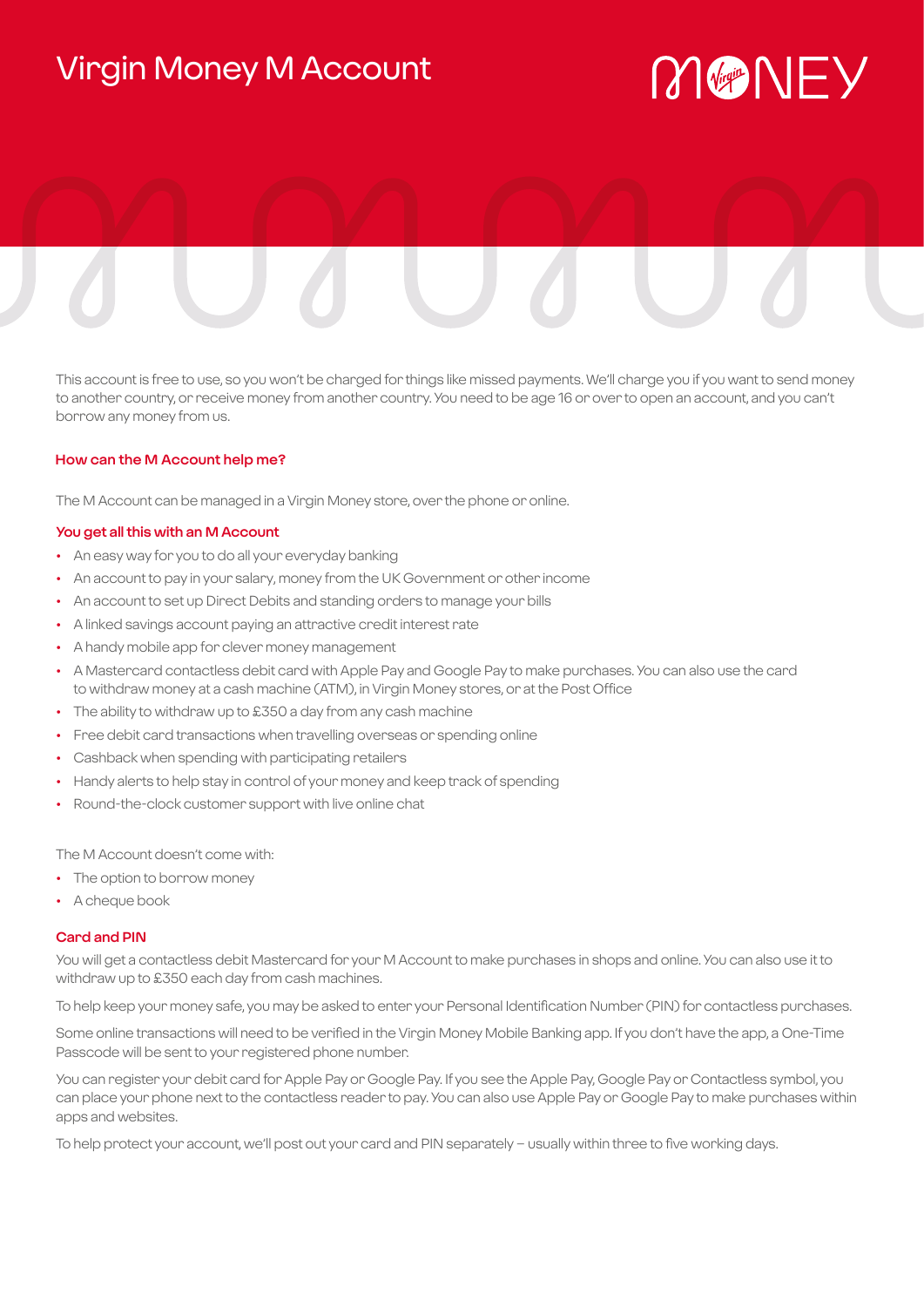# Virgin Money M Account

This account is free to use, so you won't be charged for things like missed payments. We'll charge you if you want to send money to another country, or receive money from another country. You need to be age 16 or over to open an account, and you can't borrow any money from us.

### How can the M Account help me?

The M Account can be managed in a Virgin Money store, over the phone or online.

### You get all this with an M Account

- An easy way for you to do all your everyday banking
- An account to pay in your salary, money from the UK Government or other income
- An account to set up Direct Debits and standing orders to manage your bills
- A linked savings account paying an attractive credit interest rate
- A handy mobile app for clever money management
- A Mastercard contactless debit card with Apple Pay and Google Pay to make purchases. You can also use the card to withdraw money at a cash machine (ATM), in Virgin Money stores, or at the Post Office
- The ability to withdraw up to £350 a day from any cash machine
- Free debit card transactions when travelling overseas or spending online
- Cashback when spending with participating retailers
- Handy alerts to help stay in control of your money and keep track of spending
- Round-the-clock customer support with live online chat

The M Account doesn't come with:

- The option to borrow money
- A cheque book

### Card and PIN

You will get a contactless debit Mastercard for your M Account to make purchases in shops and online. You can also use it to withdraw up to £350 each day from cash machines.

To help keep your money safe, you may be asked to enter your Personal Identification Number (PIN) for contactless purchases.

Some online transactions will need to be verified in the Virgin Money Mobile Banking app. If you don't have the app, a One-Time Passcode will be sent to your registered phone number.

You can register your debit card for Apple Pay or Google Pay. If you see the Apple Pay, Google Pay or Contactless symbol, you can place your phone next to the contactless reader to pay. You can also use Apple Pay or Google Pay to make purchases within apps and websites.

To help protect your account, we'll post out your card and PIN separately – usually within three to five working days.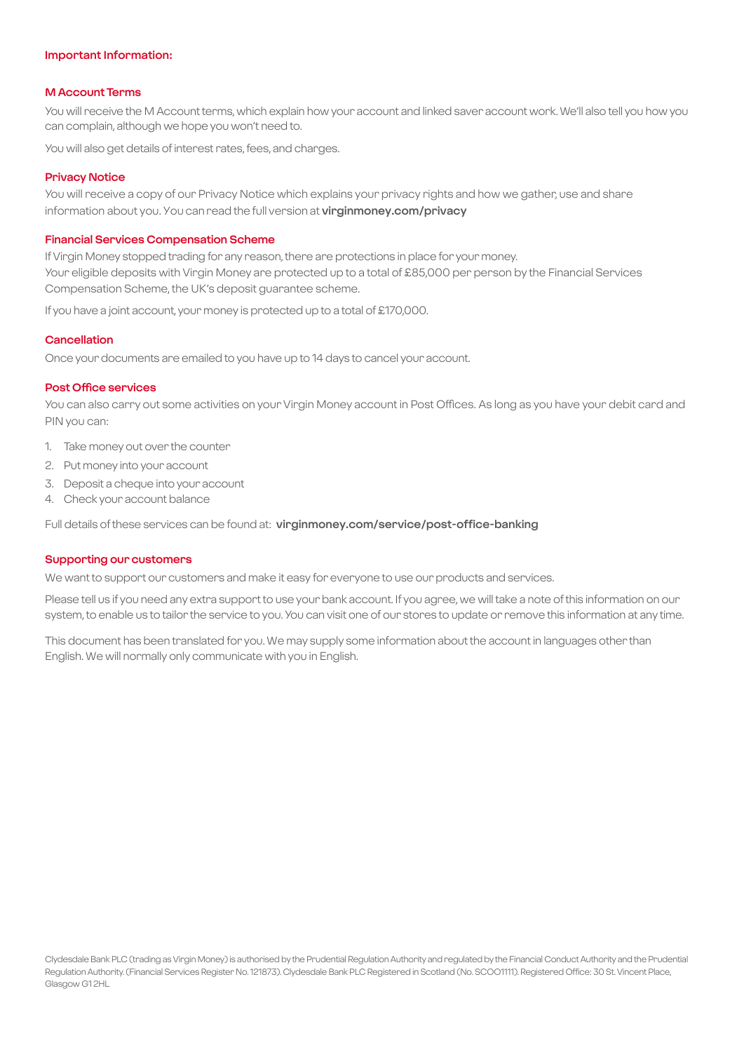## Important Information:

### M Account Terms

You will receive the M Account terms, which explain how your account and linked saver account work. We'll also tell you how you can complain, although we hope you won't need to.

You will also get details of interest rates, fees, and charges.

### Privacy Notice

You will receive a copy of our Privacy Notice which explains your privacy rights and how we gather, use and share information about you. You can read the full version at **virginmoney.com/privacy**

### Financial Services Compensation Scheme

If Virgin Money stopped trading for any reason, there are protections in place for your money.
Your eligible deposits with Virgin Money are protected up to a total of £85,000 per person by the Financial Services Compensation Scheme, the UK's deposit guarantee scheme.

If you have a joint account, your money is protected up to a total of £170,000.

### Cancellation

Once your documents are emailed to you have up to 14 days to cancel your account.

### Post Office services

You can also carry out some activities on your Virgin Money account in Post Offices. As long as you have your debit card and PIN you can:

1. Take money out over the counter
2. Put money into your account
3. Deposit a cheque into your account
4. Check your account balance

Full details of these services can be found at: **virginmoney.com/service/post-office-banking**

### Supporting our customers

We want to support our customers and make it easy for everyone to use our products and services.

Please tell us if you need any extra support to use your bank account. If you agree, we will take a note of this information on our system, to enable us to tailor the service to you. You can visit one of our stores to update or remove this information at any time.

This document has been translated for you. We may supply some information about the account in languages other than English. We will normally only communicate with you in English.

Clydesdale Bank PLC (trading as Virgin Money) is authorised by the Prudential Regulation Authority and regulated by the Financial Conduct Authority and the Prudential Regulation Authority. (Financial Services Register No. 121873). Clydesdale Bank PLC Registered in Scotland (No. SC001111). Registered Office: 30 St. Vincent Place, Glasgow G1 2HL